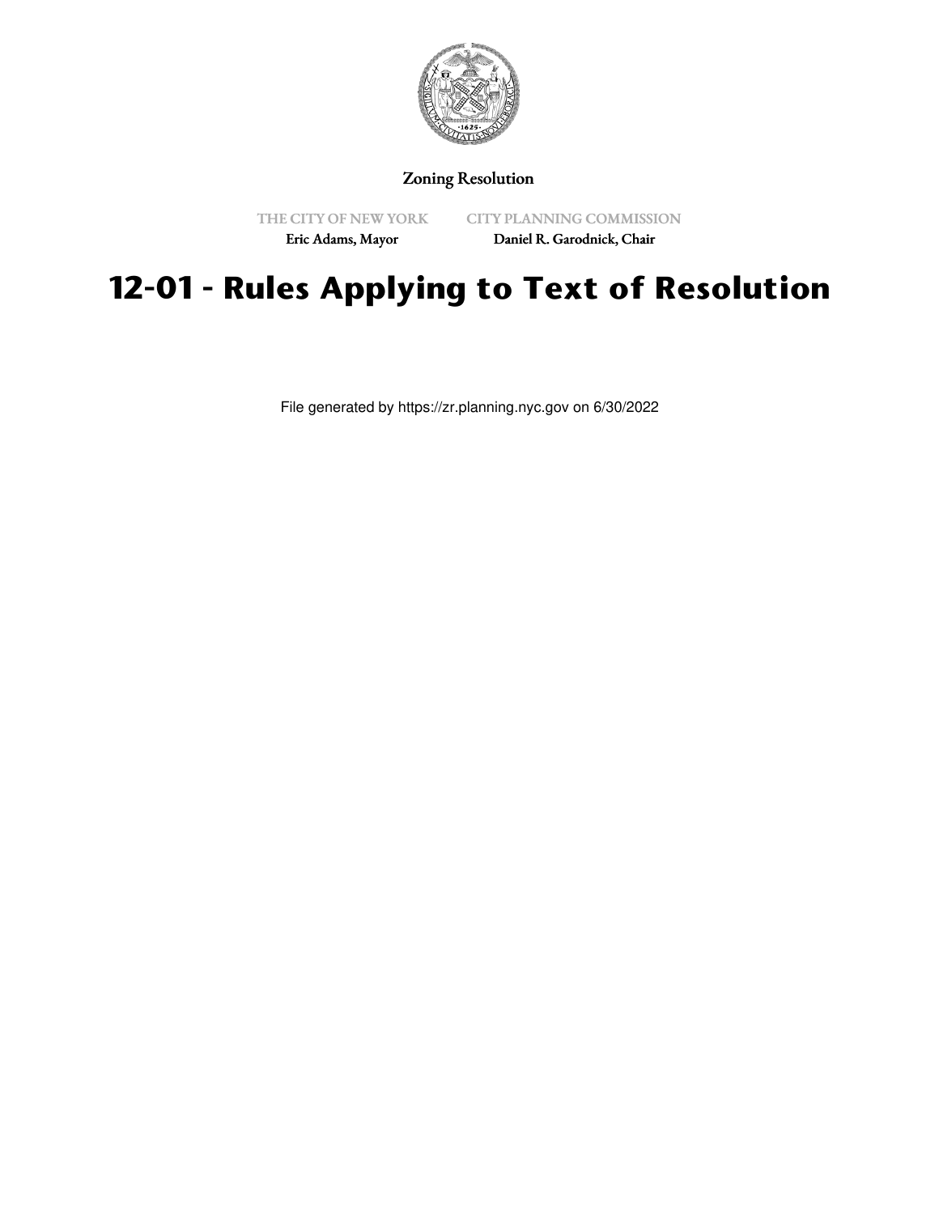Zoning Resolution

THE CITY OF NEW YORK
Eric Adams, Mayor

CITY PLANNING COMMISSION
Daniel R. Garodnick, Chair

# 12-01 - Rules Applying to Text of Resolution

File generated by https://zr.planning.nyc.gov on 6/30/2022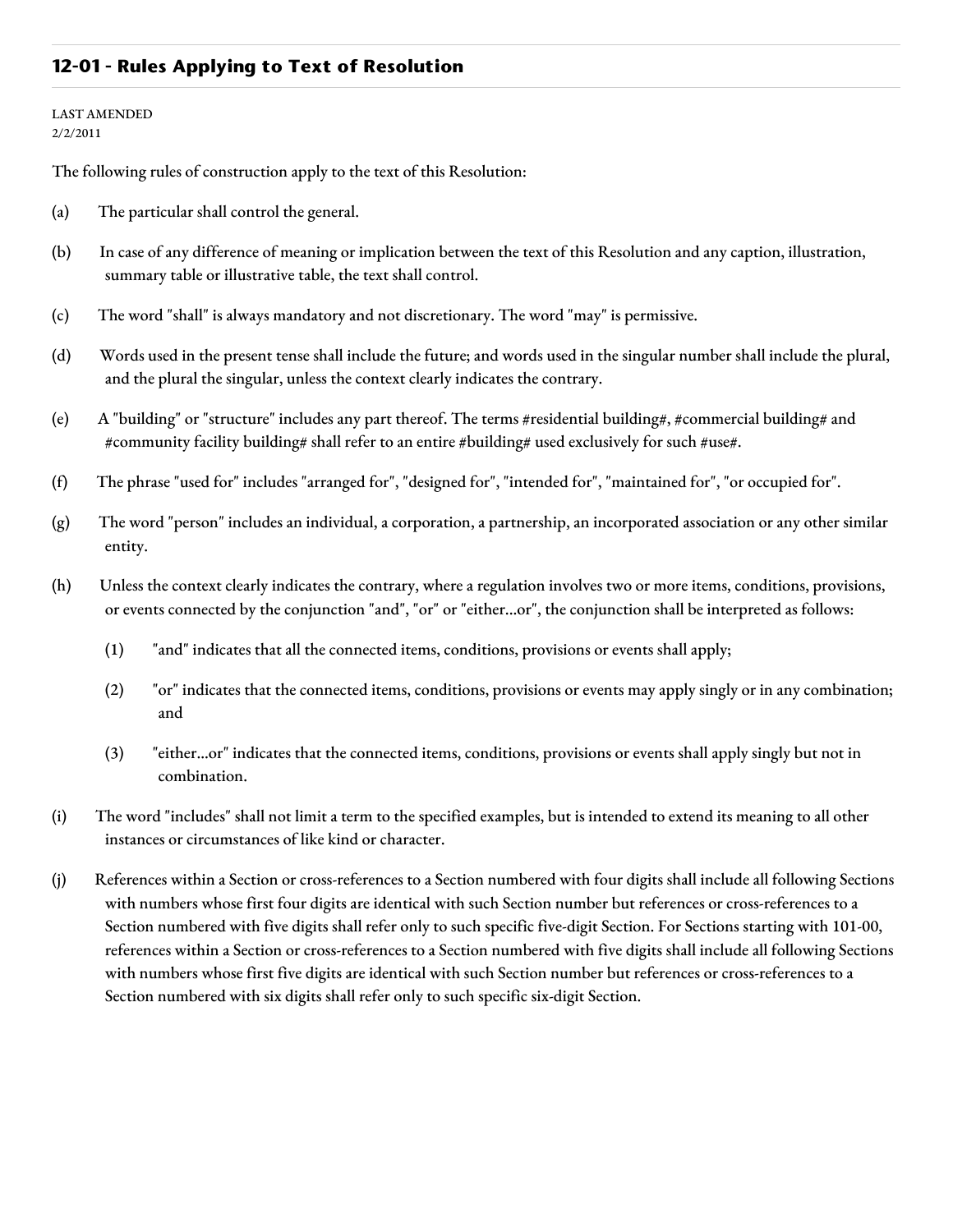## 12-01 - Rules Applying to Text of Resolution

LAST AMENDED
2/2/2011

The following rules of construction apply to the text of this Resolution:

(a) The particular shall control the general.

(b) In case of any difference of meaning or implication between the text of this Resolution and any caption, illustration, summary table or illustrative table, the text shall control.

(c) The word "shall" is always mandatory and not discretionary. The word "may" is permissive.

(d) Words used in the present tense shall include the future; and words used in the singular number shall include the plural, and the plural the singular, unless the context clearly indicates the contrary.

(e) A "building" or "structure" includes any part thereof. The terms #residential building#, #commercial building# and #community facility building# shall refer to an entire #building# used exclusively for such #use#.

(f) The phrase "used for" includes "arranged for", "designed for", "intended for", "maintained for", "or occupied for".

(g) The word "person" includes an individual, a corporation, a partnership, an incorporated association or any other similar entity.

(h) Unless the context clearly indicates the contrary, where a regulation involves two or more items, conditions, provisions, or events connected by the conjunction "and", "or" or "either...or", the conjunction shall be interpreted as follows:

  (1) "and" indicates that all the connected items, conditions, provisions or events shall apply;

  (2) "or" indicates that the connected items, conditions, provisions or events may apply singly or in any combination; and

  (3) "either...or" indicates that the connected items, conditions, provisions or events shall apply singly but not in combination.

(i) The word "includes" shall not limit a term to the specified examples, but is intended to extend its meaning to all other instances or circumstances of like kind or character.

(j) References within a Section or cross-references to a Section numbered with four digits shall include all following Sections with numbers whose first four digits are identical with such Section number but references or cross-references to a Section numbered with five digits shall refer only to such specific five-digit Section. For Sections starting with 101-00, references within a Section or cross-references to a Section numbered with five digits shall include all following Sections with numbers whose first five digits are identical with such Section number but references or cross-references to a Section numbered with six digits shall refer only to such specific six-digit Section.